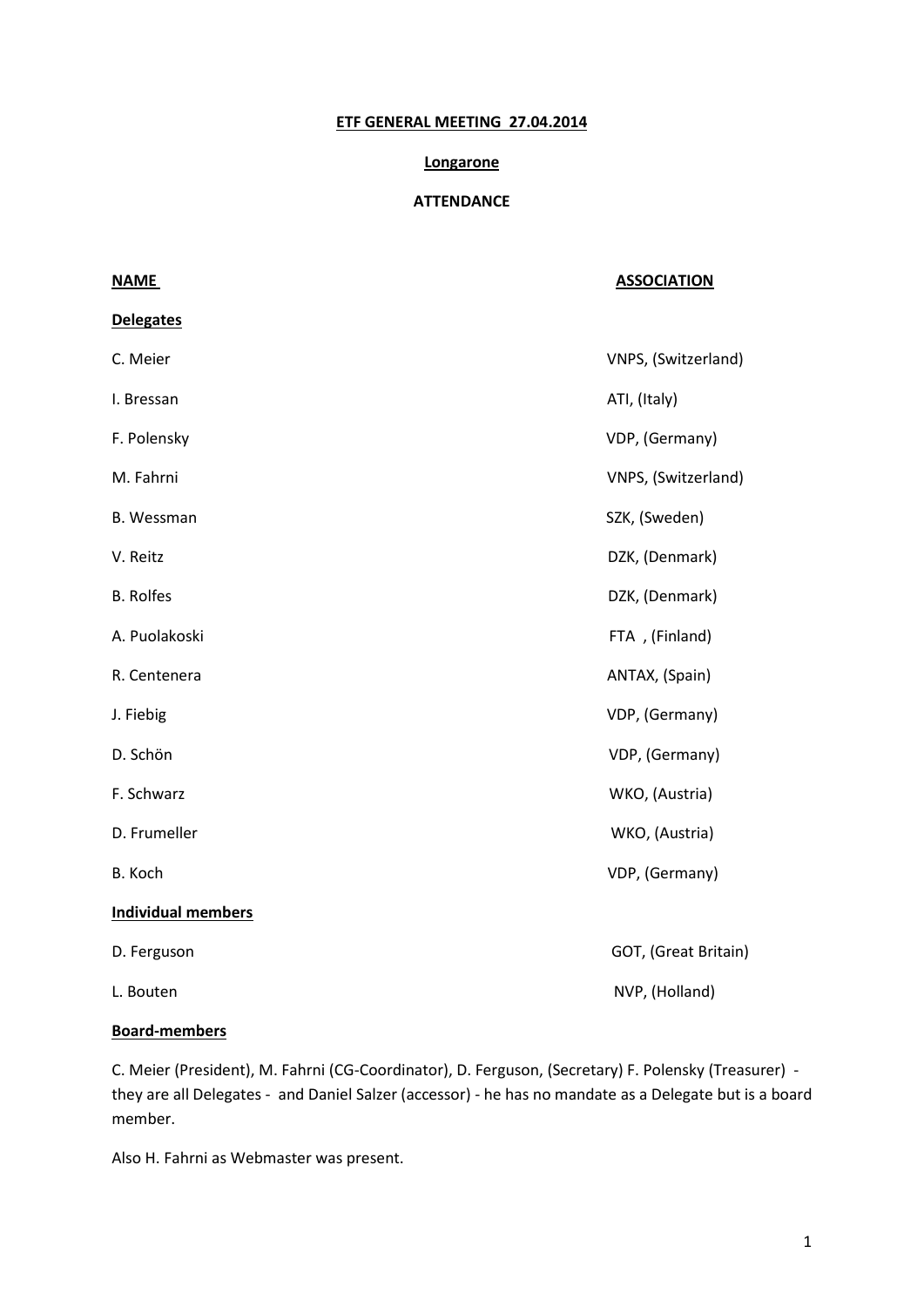**ETF GENERAL MEETING 27.04.2014**

**Longarone**

**ATTENDANCE**

| **NAME** | **ASSOCIATION** |
|---|---|
| **Delegates** | |
| C. Meier | VNPS, (Switzerland) |
| I. Bressan | ATI, (Italy) |
| F. Polensky | VDP, (Germany) |
| M. Fahrni | VNPS, (Switzerland) |
| B. Wessman | SZK, (Sweden) |
| V. Reitz | DZK, (Denmark) |
| B. Rolfes | DZK, (Denmark) |
| A. Puolakoski | FTA , (Finland) |
| R. Centenera | ANTAX, (Spain) |
| J. Fiebig | VDP, (Germany) |
| D. Schön | VDP, (Germany) |
| F. Schwarz | WKO, (Austria) |
| D. Frumeller | WKO, (Austria) |
| B. Koch | VDP, (Germany) |
| **Individual members** | |
| D. Ferguson | GOT, (Great Britain) |
| L. Bouten | NVP, (Holland) |

**Board-members**

C. Meier (President), M. Fahrni (CG-Coordinator), D. Ferguson, (Secretary) F. Polensky (Treasurer) - they are all Delegates - and Daniel Salzer (accessor) - he has no mandate as a Delegate but is a board member.

Also H. Fahrni as Webmaster was present.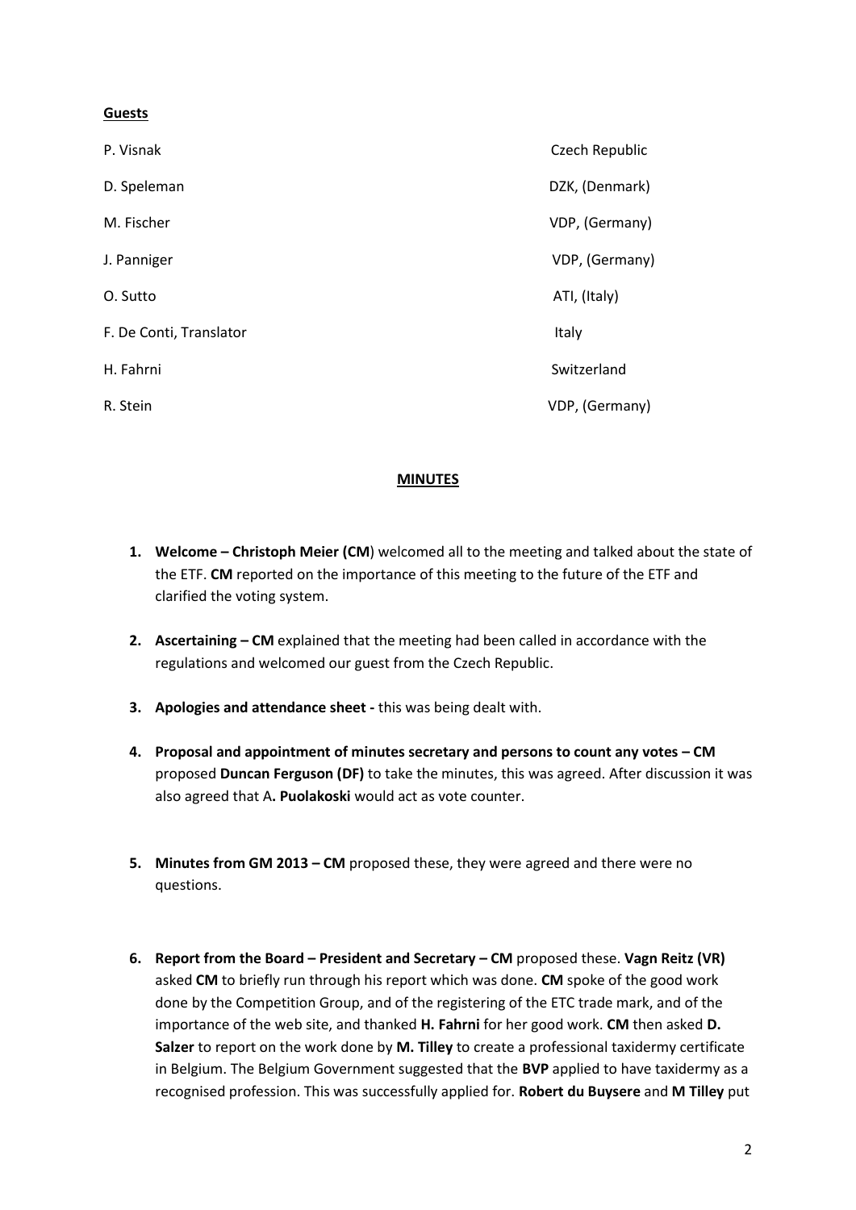**Guests**

| | |
|---|---|
| P. Visnak | Czech Republic |
| D. Speleman | DZK, (Denmark) |
| M. Fischer | VDP, (Germany) |
| J. Panniger | VDP, (Germany) |
| O. Sutto | ATI, (Italy) |
| F. De Conti, Translator | Italy |
| H. Fahrni | Switzerland |
| R. Stein | VDP, (Germany) |

**MINUTES**

1. **Welcome – Christoph Meier (CM**) welcomed all to the meeting and talked about the state of the ETF. **CM** reported on the importance of this meeting to the future of the ETF and clarified the voting system.

2. **Ascertaining – CM** explained that the meeting had been called in accordance with the regulations and welcomed our guest from the Czech Republic.

3. **Apologies and attendance sheet -** this was being dealt with.

4. **Proposal and appointment of minutes secretary and persons to count any votes – CM** proposed **Duncan Ferguson (DF)** to take the minutes, this was agreed. After discussion it was also agreed that A**. Puolakoski** would act as vote counter.

5. **Minutes from GM 2013 – CM** proposed these, they were agreed and there were no questions.

6. **Report from the Board – President and Secretary – CM** proposed these. **Vagn Reitz (VR)** asked **CM** to briefly run through his report which was done. **CM** spoke of the good work done by the Competition Group, and of the registering of the ETC trade mark, and of the importance of the web site, and thanked **H. Fahrni** for her good work. **CM** then asked **D. Salzer** to report on the work done by **M. Tilley** to create a professional taxidermy certificate in Belgium. The Belgium Government suggested that the **BVP** applied to have taxidermy as a recognised profession. This was successfully applied for. **Robert du Buysere** and **M Tilley** put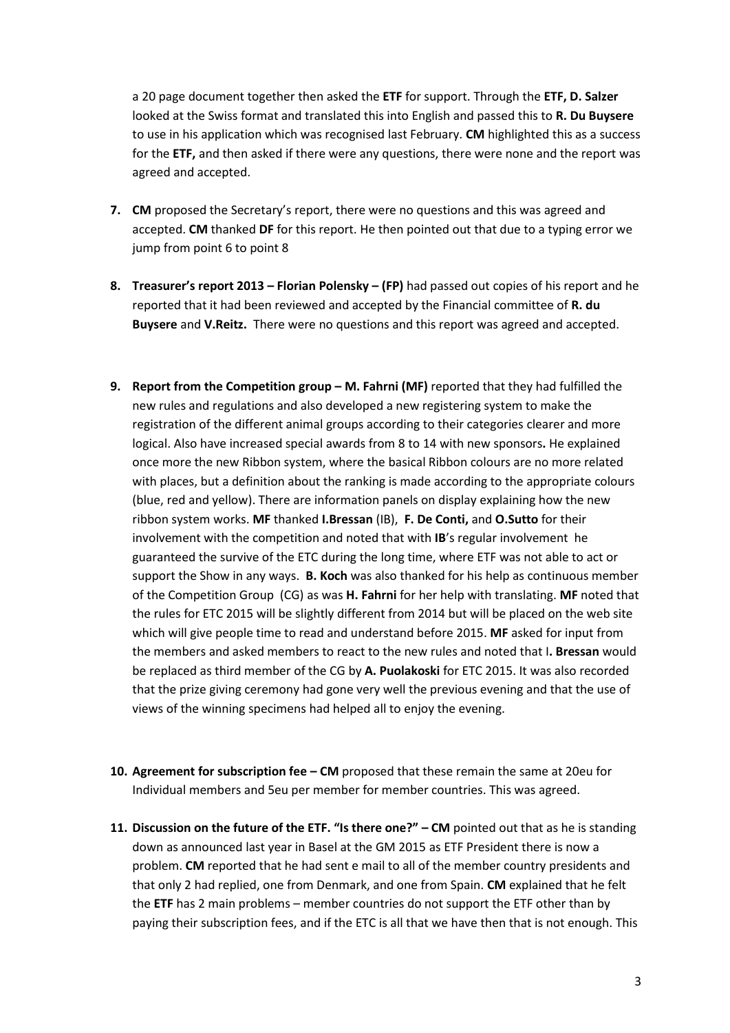a 20 page document together then asked the **ETF** for support. Through the **ETF, D. Salzer** looked at the Swiss format and translated this into English and passed this to **R. Du Buysere** to use in his application which was recognised last February. **CM** highlighted this as a success for the **ETF,** and then asked if there were any questions, there were none and the report was agreed and accepted.

7. **CM** proposed the Secretary's report, there were no questions and this was agreed and accepted. **CM** thanked **DF** for this report. He then pointed out that due to a typing error we jump from point 6 to point 8

8. **Treasurer's report 2013 – Florian Polensky – (FP)** had passed out copies of his report and he reported that it had been reviewed and accepted by the Financial committee of **R. du Buysere** and **V.Reitz.** There were no questions and this report was agreed and accepted.

9. **Report from the Competition group – M. Fahrni (MF)** reported that they had fulfilled the new rules and regulations and also developed a new registering system to make the registration of the different animal groups according to their categories clearer and more logical. Also have increased special awards from 8 to 14 with new sponsors**.** He explained once more the new Ribbon system, where the basical Ribbon colours are no more related with places, but a definition about the ranking is made according to the appropriate colours (blue, red and yellow). There are information panels on display explaining how the new ribbon system works. **MF** thanked **I.Bressan** (IB), **F. De Conti,** and **O.Sutto** for their involvement with the competition and noted that with **IB**'s regular involvement he guaranteed the survive of the ETC during the long time, where ETF was not able to act or support the Show in any ways. **B. Koch** was also thanked for his help as continuous member of the Competition Group (CG) as was **H. Fahrni** for her help with translating. **MF** noted that the rules for ETC 2015 will be slightly different from 2014 but will be placed on the web site which will give people time to read and understand before 2015. **MF** asked for input from the members and asked members to react to the new rules and noted that I**. Bressan** would be replaced as third member of the CG by **A. Puolakoski** for ETC 2015. It was also recorded that the prize giving ceremony had gone very well the previous evening and that the use of views of the winning specimens had helped all to enjoy the evening.

10. **Agreement for subscription fee – CM** proposed that these remain the same at 20eu for Individual members and 5eu per member for member countries. This was agreed.

11. **Discussion on the future of the ETF. "Is there one?" – CM** pointed out that as he is standing down as announced last year in Basel at the GM 2015 as ETF President there is now a problem. **CM** reported that he had sent e mail to all of the member country presidents and that only 2 had replied, one from Denmark, and one from Spain. **CM** explained that he felt the **ETF** has 2 main problems – member countries do not support the ETF other than by paying their subscription fees, and if the ETC is all that we have then that is not enough. This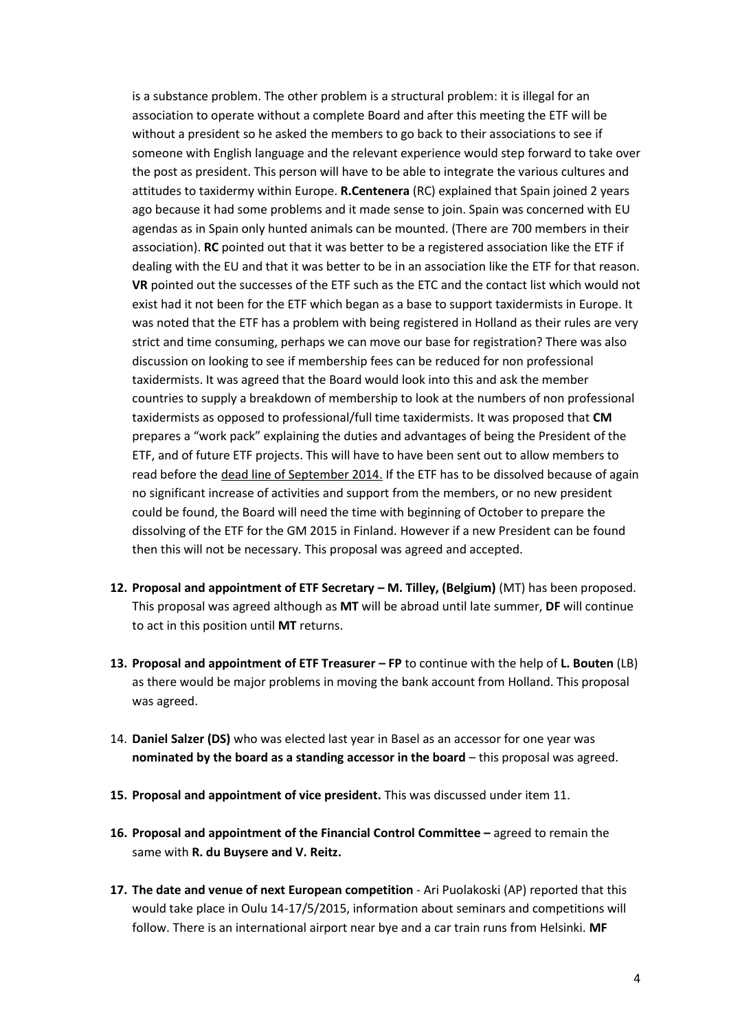is a substance problem. The other problem is a structural problem: it is illegal for an association to operate without a complete Board and after this meeting the ETF will be without a president so he asked the members to go back to their associations to see if someone with English language and the relevant experience would step forward to take over the post as president. This person will have to be able to integrate the various cultures and attitudes to taxidermy within Europe. **R.Centenera** (RC) explained that Spain joined 2 years ago because it had some problems and it made sense to join. Spain was concerned with EU agendas as in Spain only hunted animals can be mounted. (There are 700 members in their association). **RC** pointed out that it was better to be a registered association like the ETF if dealing with the EU and that it was better to be in an association like the ETF for that reason. **VR** pointed out the successes of the ETF such as the ETC and the contact list which would not exist had it not been for the ETF which began as a base to support taxidermists in Europe. It was noted that the ETF has a problem with being registered in Holland as their rules are very strict and time consuming, perhaps we can move our base for registration? There was also discussion on looking to see if membership fees can be reduced for non professional taxidermists. It was agreed that the Board would look into this and ask the member countries to supply a breakdown of membership to look at the numbers of non professional taxidermists as opposed to professional/full time taxidermists. It was proposed that **CM** prepares a "work pack" explaining the duties and advantages of being the President of the ETF, and of future ETF projects. This will have to have been sent out to allow members to read before the <u>dead line of September 2014.</u> If the ETF has to be dissolved because of again no significant increase of activities and support from the members, or no new president could be found, the Board will need the time with beginning of October to prepare the dissolving of the ETF for the GM 2015 in Finland. However if a new President can be found then this will not be necessary. This proposal was agreed and accepted.

12. **Proposal and appointment of ETF Secretary – M. Tilley, (Belgium)** (MT) has been proposed. This proposal was agreed although as **MT** will be abroad until late summer, **DF** will continue to act in this position until **MT** returns.

13. **Proposal and appointment of ETF Treasurer – FP** to continue with the help of **L. Bouten** (LB) as there would be major problems in moving the bank account from Holland. This proposal was agreed.

14. **Daniel Salzer (DS)** who was elected last year in Basel as an accessor for one year was **nominated by the board as a standing accessor in the board** – this proposal was agreed.

15. **Proposal and appointment of vice president.** This was discussed under item 11.

16. **Proposal and appointment of the Financial Control Committee –** agreed to remain the same with **R. du Buysere and V. Reitz.**

17. **The date and venue of next European competition** - Ari Puolakoski (AP) reported that this would take place in Oulu 14-17/5/2015, information about seminars and competitions will follow. There is an international airport near bye and a car train runs from Helsinki. **MF**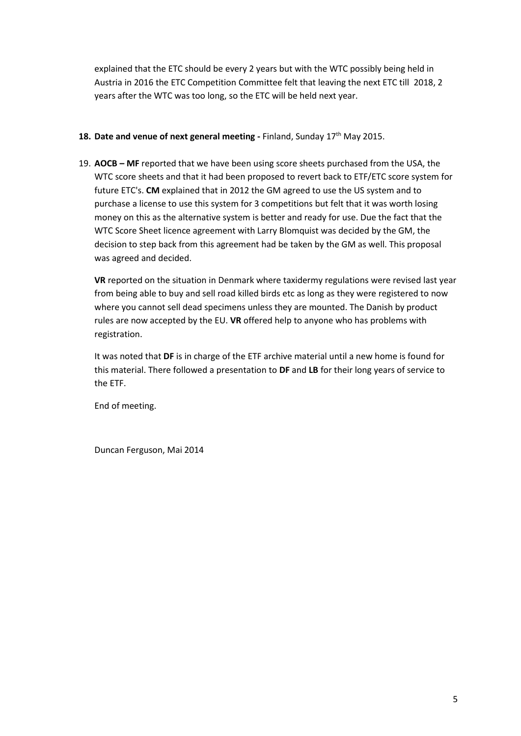explained that the ETC should be every 2 years but with the WTC possibly being held in Austria in 2016 the ETC Competition Committee felt that leaving the next ETC till 2018, 2 years after the WTC was too long, so the ETC will be held next year.

18. **Date and venue of next general meeting -** Finland, Sunday 17th May 2015.

19. **AOCB – MF** reported that we have been using score sheets purchased from the USA, the WTC score sheets and that it had been proposed to revert back to ETF/ETC score system for future ETC's. **CM** explained that in 2012 the GM agreed to use the US system and to purchase a license to use this system for 3 competitions but felt that it was worth losing money on this as the alternative system is better and ready for use. Due the fact that the WTC Score Sheet licence agreement with Larry Blomquist was decided by the GM, the decision to step back from this agreement had be taken by the GM as well. This proposal was agreed and decided.

    **VR** reported on the situation in Denmark where taxidermy regulations were revised last year from being able to buy and sell road killed birds etc as long as they were registered to now where you cannot sell dead specimens unless they are mounted. The Danish by product rules are now accepted by the EU. **VR** offered help to anyone who has problems with registration.

    It was noted that **DF** is in charge of the ETF archive material until a new home is found for this material. There followed a presentation to **DF** and **LB** for their long years of service to the ETF.

    End of meeting.

Duncan Ferguson, Mai 2014